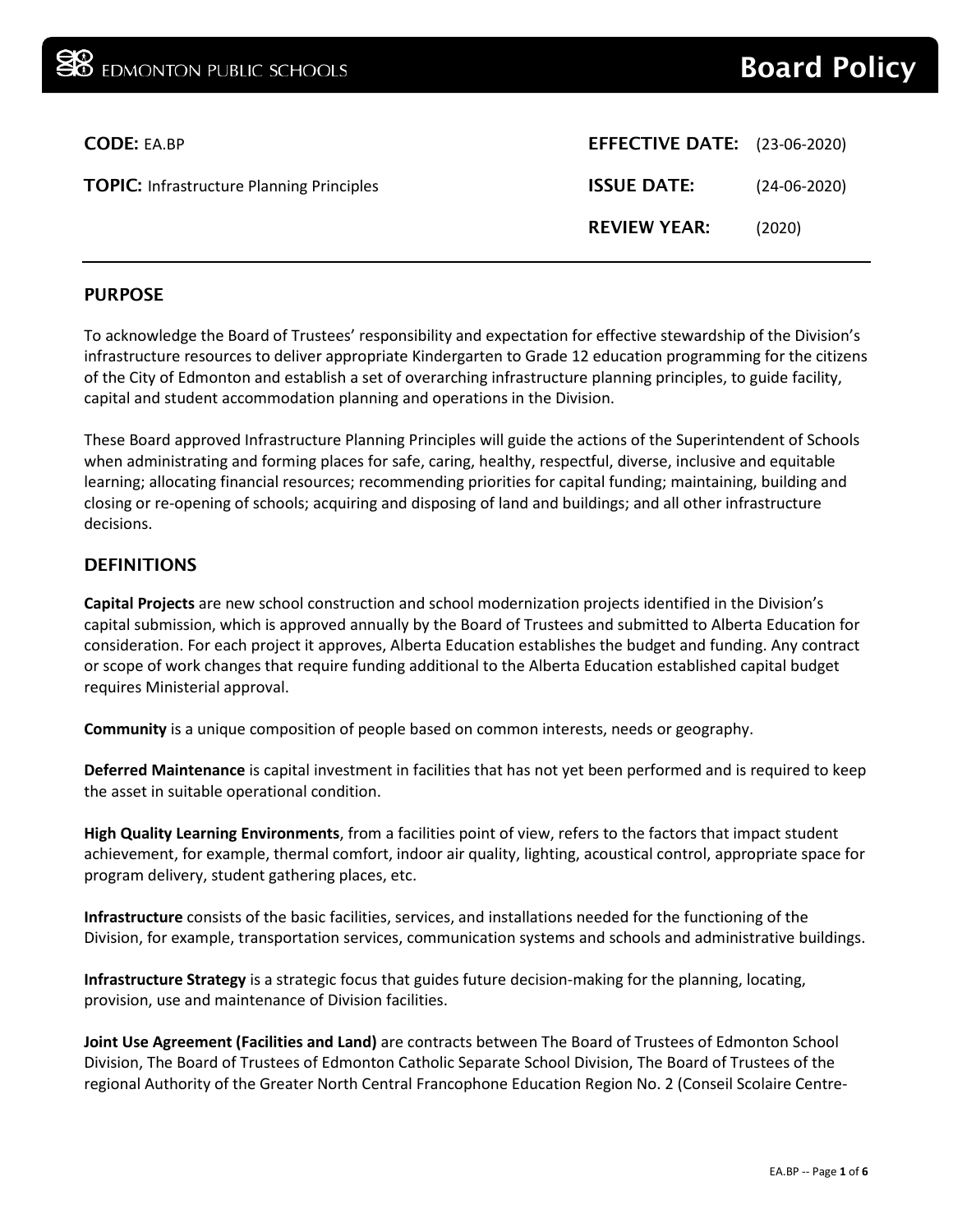# Board Policy

**CODE:** EA.BP

**TOPIC:** Infrastructure Planning Principles

**EFFECTIVE DATE:** (23-06-2020)

**ISSUE DATE:** (24-06-2020)

**REVIEW YEAR:** (2020)

## PURPOSE

To acknowledge the Board of Trustees' responsibility and expectation for effective stewardship of the Division's infrastructure resources to deliver appropriate Kindergarten to Grade 12 education programming for the citizens of the City of Edmonton and establish a set of overarching infrastructure planning principles, to guide facility, capital and student accommodation planning and operations in the Division.

These Board approved Infrastructure Planning Principles will guide the actions of the Superintendent of Schools when administrating and forming places for safe, caring, healthy, respectful, diverse, inclusive and equitable learning; allocating financial resources; recommending priorities for capital funding; maintaining, building and closing or re-opening of schools; acquiring and disposing of land and buildings; and all other infrastructure decisions.

## DEFINITIONS

**Capital Projects** are new school construction and school modernization projects identified in the Division's capital submission, which is approved annually by the Board of Trustees and submitted to Alberta Education for consideration. For each project it approves, Alberta Education establishes the budget and funding. Any contract or scope of work changes that require funding additional to the Alberta Education established capital budget requires Ministerial approval.

**Community** is a unique composition of people based on common interests, needs or geography.

**Deferred Maintenance** is capital investment in facilities that has not yet been performed and is required to keep the asset in suitable operational condition.

**High Quality Learning Environments**, from a facilities point of view, refers to the factors that impact student achievement, for example, thermal comfort, indoor air quality, lighting, acoustical control, appropriate space for program delivery, student gathering places, etc.

**Infrastructure** consists of the basic facilities, services, and installations needed for the functioning of the Division, for example, transportation services, communication systems and schools and administrative buildings.

**Infrastructure Strategy** is a strategic focus that guides future decision-making for the planning, locating, provision, use and maintenance of Division facilities.

**Joint Use Agreement (Facilities and Land)** are contracts between The Board of Trustees of Edmonton School Division, The Board of Trustees of Edmonton Catholic Separate School Division, The Board of Trustees of the regional Authority of the Greater North Central Francophone Education Region No. 2 (Conseil Scolaire Centre-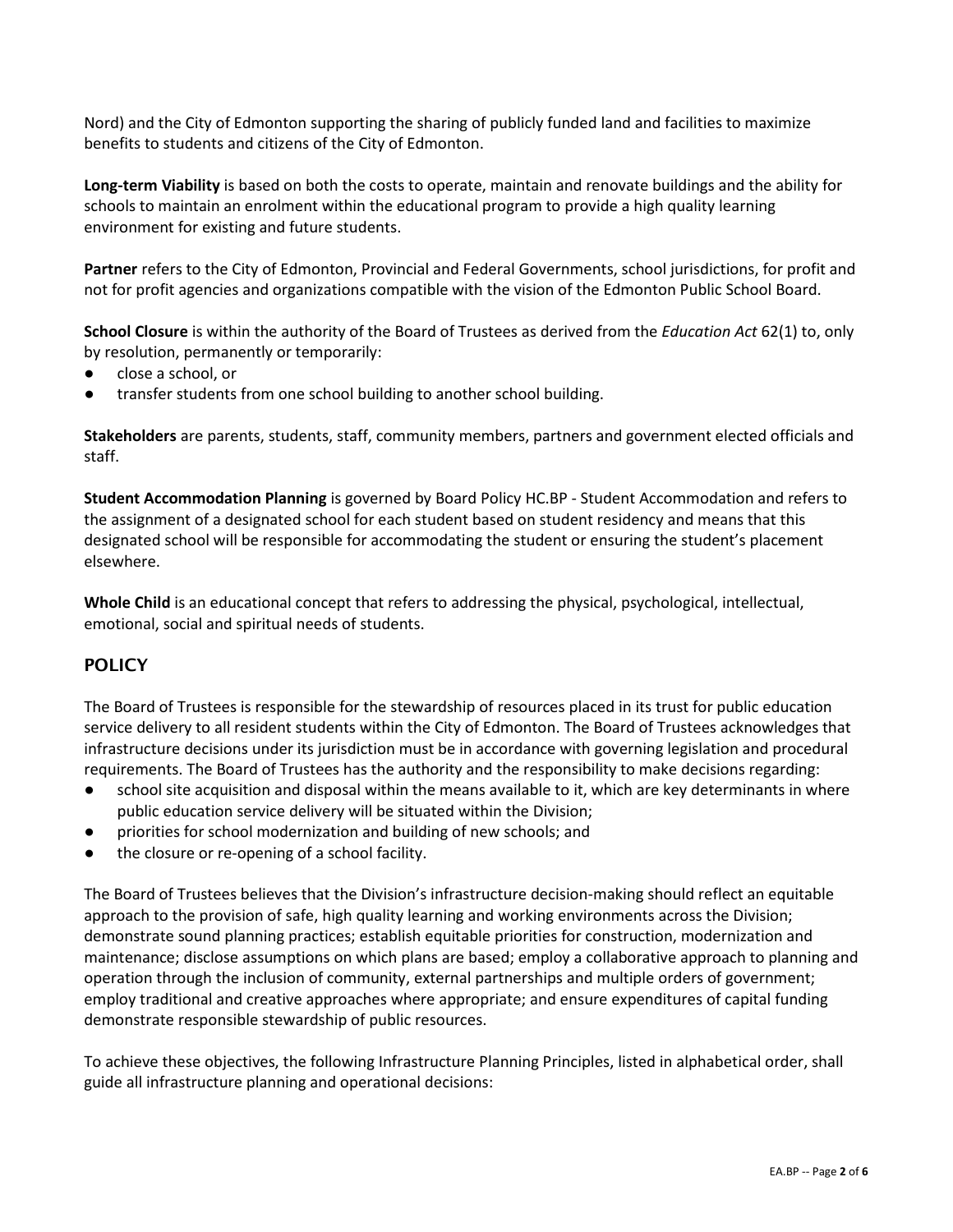Nord) and the City of Edmonton supporting the sharing of publicly funded land and facilities to maximize benefits to students and citizens of the City of Edmonton.

**Long-term Viability** is based on both the costs to operate, maintain and renovate buildings and the ability for schools to maintain an enrolment within the educational program to provide a high quality learning environment for existing and future students.

**Partner** refers to the City of Edmonton, Provincial and Federal Governments, school jurisdictions, for profit and not for profit agencies and organizations compatible with the vision of the Edmonton Public School Board.

**School Closure** is within the authority of the Board of Trustees as derived from the *Education Act* 62(1) to, only by resolution, permanently or temporarily:

- close a school, or
- transfer students from one school building to another school building.

**Stakeholders** are parents, students, staff, community members, partners and government elected officials and staff.

**Student Accommodation Planning** is governed by Board Policy HC.BP - Student Accommodation and refers to the assignment of a designated school for each student based on student residency and means that this designated school will be responsible for accommodating the student or ensuring the student's placement elsewhere.

**Whole Child** is an educational concept that refers to addressing the physical, psychological, intellectual, emotional, social and spiritual needs of students.

## POLICY

The Board of Trustees is responsible for the stewardship of resources placed in its trust for public education service delivery to all resident students within the City of Edmonton. The Board of Trustees acknowledges that infrastructure decisions under its jurisdiction must be in accordance with governing legislation and procedural requirements. The Board of Trustees has the authority and the responsibility to make decisions regarding:

- school site acquisition and disposal within the means available to it, which are key determinants in where public education service delivery will be situated within the Division;
- priorities for school modernization and building of new schools; and
- the closure or re-opening of a school facility.

The Board of Trustees believes that the Division's infrastructure decision-making should reflect an equitable approach to the provision of safe, high quality learning and working environments across the Division; demonstrate sound planning practices; establish equitable priorities for construction, modernization and maintenance; disclose assumptions on which plans are based; employ a collaborative approach to planning and operation through the inclusion of community, external partnerships and multiple orders of government; employ traditional and creative approaches where appropriate; and ensure expenditures of capital funding demonstrate responsible stewardship of public resources.

To achieve these objectives, the following Infrastructure Planning Principles, listed in alphabetical order, shall guide all infrastructure planning and operational decisions: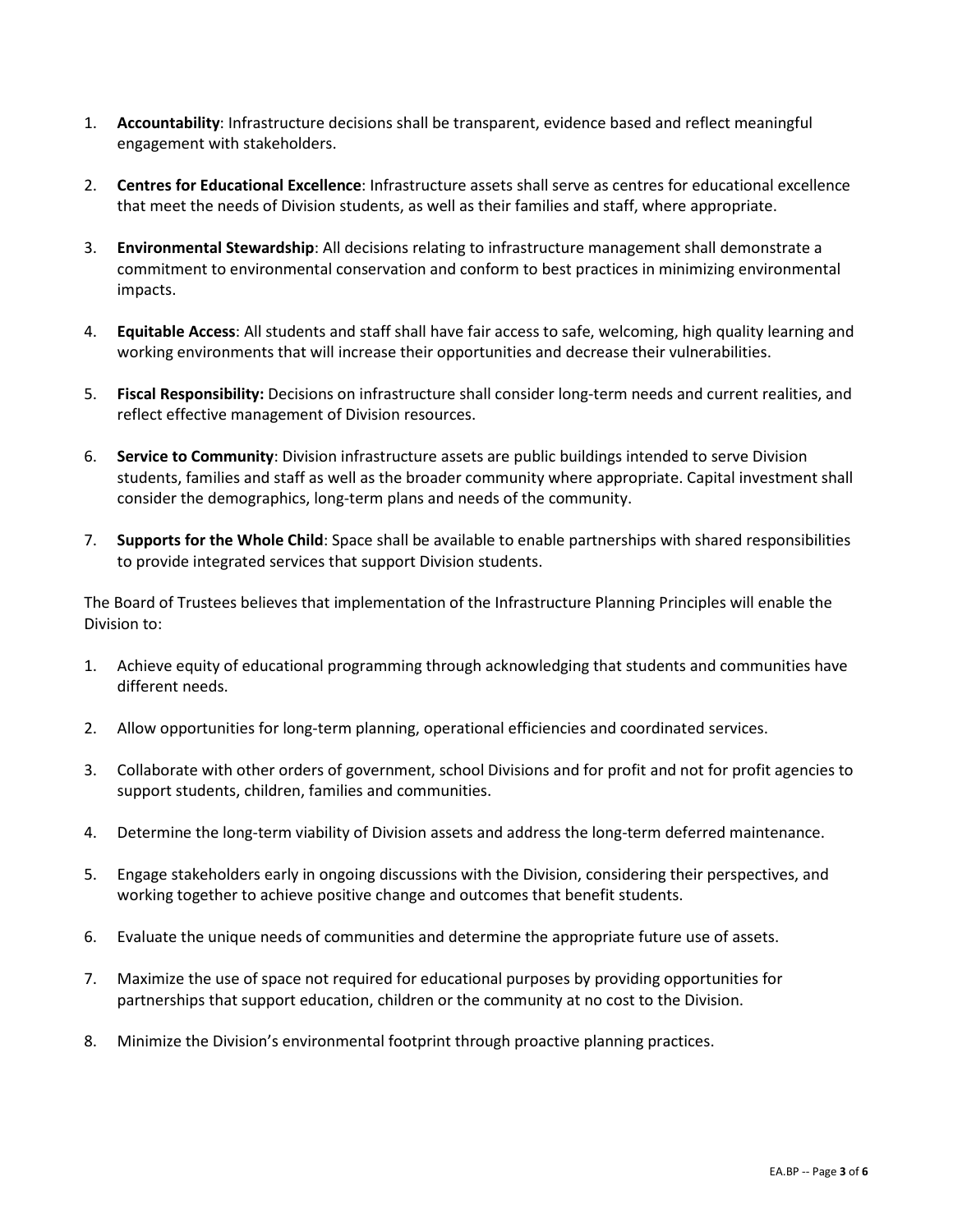1. **Accountability**: Infrastructure decisions shall be transparent, evidence based and reflect meaningful engagement with stakeholders.

2. **Centres for Educational Excellence**: Infrastructure assets shall serve as centres for educational excellence that meet the needs of Division students, as well as their families and staff, where appropriate.

3. **Environmental Stewardship**: All decisions relating to infrastructure management shall demonstrate a commitment to environmental conservation and conform to best practices in minimizing environmental impacts.

4. **Equitable Access**: All students and staff shall have fair access to safe, welcoming, high quality learning and working environments that will increase their opportunities and decrease their vulnerabilities.

5. **Fiscal Responsibility:** Decisions on infrastructure shall consider long-term needs and current realities, and reflect effective management of Division resources.

6. **Service to Community**: Division infrastructure assets are public buildings intended to serve Division students, families and staff as well as the broader community where appropriate. Capital investment shall consider the demographics, long-term plans and needs of the community.

7. **Supports for the Whole Child**: Space shall be available to enable partnerships with shared responsibilities to provide integrated services that support Division students.

The Board of Trustees believes that implementation of the Infrastructure Planning Principles will enable the Division to:

1. Achieve equity of educational programming through acknowledging that students and communities have different needs.

2. Allow opportunities for long-term planning, operational efficiencies and coordinated services.

3. Collaborate with other orders of government, school Divisions and for profit and not for profit agencies to support students, children, families and communities.

4. Determine the long-term viability of Division assets and address the long-term deferred maintenance.

5. Engage stakeholders early in ongoing discussions with the Division, considering their perspectives, and working together to achieve positive change and outcomes that benefit students.

6. Evaluate the unique needs of communities and determine the appropriate future use of assets.

7. Maximize the use of space not required for educational purposes by providing opportunities for partnerships that support education, children or the community at no cost to the Division.

8. Minimize the Division's environmental footprint through proactive planning practices.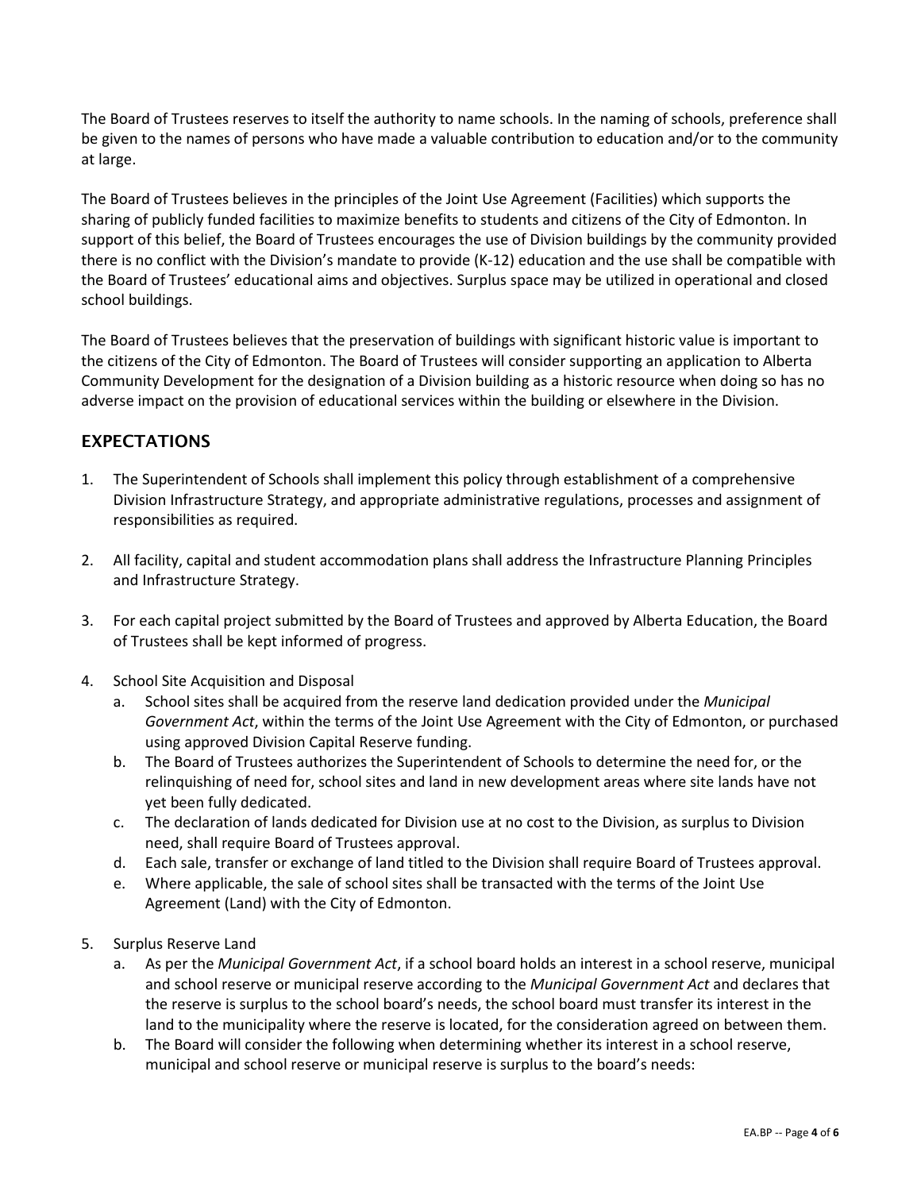The Board of Trustees reserves to itself the authority to name schools. In the naming of schools, preference shall be given to the names of persons who have made a valuable contribution to education and/or to the community at large.

The Board of Trustees believes in the principles of the Joint Use Agreement (Facilities) which supports the sharing of publicly funded facilities to maximize benefits to students and citizens of the City of Edmonton. In support of this belief, the Board of Trustees encourages the use of Division buildings by the community provided there is no conflict with the Division's mandate to provide (K-12) education and the use shall be compatible with the Board of Trustees' educational aims and objectives. Surplus space may be utilized in operational and closed school buildings.

The Board of Trustees believes that the preservation of buildings with significant historic value is important to the citizens of the City of Edmonton. The Board of Trustees will consider supporting an application to Alberta Community Development for the designation of a Division building as a historic resource when doing so has no adverse impact on the provision of educational services within the building or elsewhere in the Division.

## EXPECTATIONS

1. The Superintendent of Schools shall implement this policy through establishment of a comprehensive Division Infrastructure Strategy, and appropriate administrative regulations, processes and assignment of responsibilities as required.

2. All facility, capital and student accommodation plans shall address the Infrastructure Planning Principles and Infrastructure Strategy.

3. For each capital project submitted by the Board of Trustees and approved by Alberta Education, the Board of Trustees shall be kept informed of progress.

4. School Site Acquisition and Disposal
   a. School sites shall be acquired from the reserve land dedication provided under the *Municipal Government Act*, within the terms of the Joint Use Agreement with the City of Edmonton, or purchased using approved Division Capital Reserve funding.
   b. The Board of Trustees authorizes the Superintendent of Schools to determine the need for, or the relinquishing of need for, school sites and land in new development areas where site lands have not yet been fully dedicated.
   c. The declaration of lands dedicated for Division use at no cost to the Division, as surplus to Division need, shall require Board of Trustees approval.
   d. Each sale, transfer or exchange of land titled to the Division shall require Board of Trustees approval.
   e. Where applicable, the sale of school sites shall be transacted with the terms of the Joint Use Agreement (Land) with the City of Edmonton.

5. Surplus Reserve Land
   a. As per the *Municipal Government Act*, if a school board holds an interest in a school reserve, municipal and school reserve or municipal reserve according to the *Municipal Government Act* and declares that the reserve is surplus to the school board's needs, the school board must transfer its interest in the land to the municipality where the reserve is located, for the consideration agreed on between them.
   b. The Board will consider the following when determining whether its interest in a school reserve, municipal and school reserve or municipal reserve is surplus to the board's needs: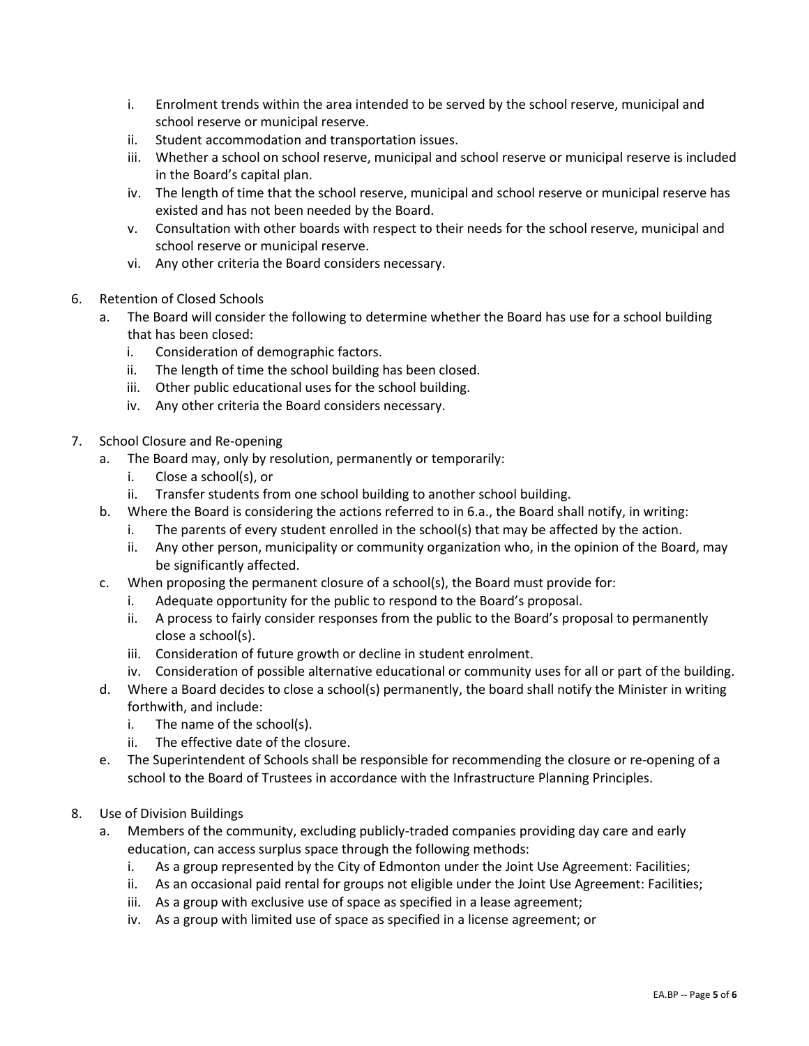i. Enrolment trends within the area intended to be served by the school reserve, municipal and school reserve or municipal reserve.
   ii. Student accommodation and transportation issues.
   iii. Whether a school on school reserve, municipal and school reserve or municipal reserve is included in the Board's capital plan.
   iv. The length of time that the school reserve, municipal and school reserve or municipal reserve has existed and has not been needed by the Board.
   v. Consultation with other boards with respect to their needs for the school reserve, municipal and school reserve or municipal reserve.
   vi. Any other criteria the Board considers necessary.

6. Retention of Closed Schools
   a. The Board will consider the following to determine whether the Board has use for a school building that has been closed:
      i. Consideration of demographic factors.
      ii. The length of time the school building has been closed.
      iii. Other public educational uses for the school building.
      iv. Any other criteria the Board considers necessary.

7. School Closure and Re-opening
   a. The Board may, only by resolution, permanently or temporarily:
      i. Close a school(s), or
      ii. Transfer students from one school building to another school building.
   b. Where the Board is considering the actions referred to in 6.a., the Board shall notify, in writing:
      i. The parents of every student enrolled in the school(s) that may be affected by the action.
      ii. Any other person, municipality or community organization who, in the opinion of the Board, may be significantly affected.
   c. When proposing the permanent closure of a school(s), the Board must provide for:
      i. Adequate opportunity for the public to respond to the Board's proposal.
      ii. A process to fairly consider responses from the public to the Board's proposal to permanently close a school(s).
      iii. Consideration of future growth or decline in student enrolment.
      iv. Consideration of possible alternative educational or community uses for all or part of the building.
   d. Where a Board decides to close a school(s) permanently, the board shall notify the Minister in writing forthwith, and include:
      i. The name of the school(s).
      ii. The effective date of the closure.
   e. The Superintendent of Schools shall be responsible for recommending the closure or re-opening of a school to the Board of Trustees in accordance with the Infrastructure Planning Principles.

8. Use of Division Buildings
   a. Members of the community, excluding publicly-traded companies providing day care and early education, can access surplus space through the following methods:
      i. As a group represented by the City of Edmonton under the Joint Use Agreement: Facilities;
      ii. As an occasional paid rental for groups not eligible under the Joint Use Agreement: Facilities;
      iii. As a group with exclusive use of space as specified in a lease agreement;
      iv. As a group with limited use of space as specified in a license agreement; or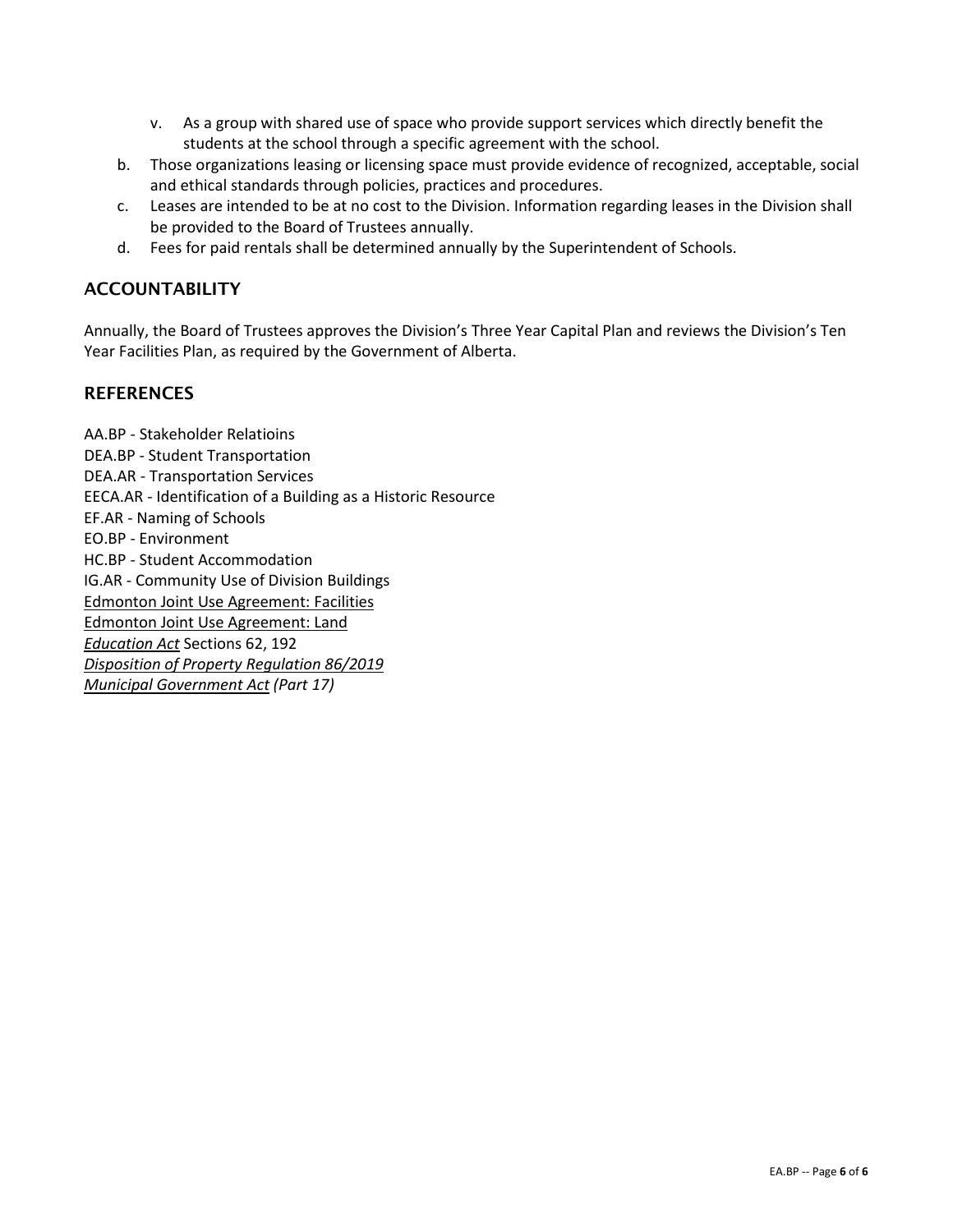v. As a group with shared use of space who provide support services which directly benefit the students at the school through a specific agreement with the school.

b. Those organizations leasing or licensing space must provide evidence of recognized, acceptable, social and ethical standards through policies, practices and procedures.
c. Leases are intended to be at no cost to the Division. Information regarding leases in the Division shall be provided to the Board of Trustees annually.
d. Fees for paid rentals shall be determined annually by the Superintendent of Schools.

## ACCOUNTABILITY

Annually, the Board of Trustees approves the Division's Three Year Capital Plan and reviews the Division's Ten Year Facilities Plan, as required by the Government of Alberta.

## REFERENCES

AA.BP - Stakeholder Relatioins
DEA.BP - Student Transportation
DEA.AR - Transportation Services
EECA.AR - Identification of a Building as a Historic Resource
EF.AR - Naming of Schools
EO.BP - Environment
HC.BP - Student Accommodation
IG.AR - Community Use of Division Buildings
Edmonton Joint Use Agreement: Facilities
Edmonton Joint Use Agreement: Land
*Education Act* Sections 62, 192
*Disposition of Property Regulation 86/2019*
*Municipal Government Act (Part 17)*